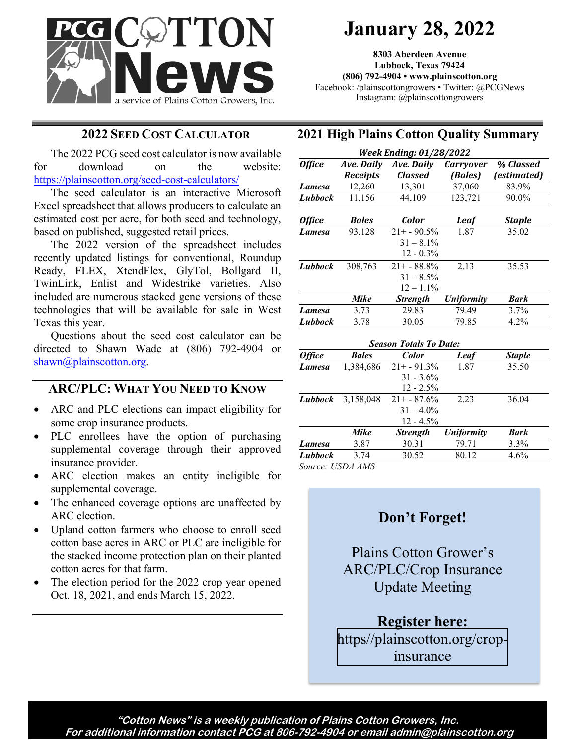# PCG COTTON News

a service of Plains Cotton Growers, Inc.

**January 28, 2022**

**8303 Aberdeen Avenue**
**Lubbock, Texas 79424**
**(806) 792-4904 • www.plainscotton.org**
Facebook: /plainscottongrowers • Twitter: @PCGNews
Instagram: @plainscottongrowers

## 2022 Seed Cost Calculator

The 2022 PCG seed cost calculator is now available for download on the website: https://plainscotton.org/seed-cost-calculators/

The seed calculator is an interactive Microsoft Excel spreadsheet that allows producers to calculate an estimated cost per acre, for both seed and technology, based on published, suggested retail prices.

The 2022 version of the spreadsheet includes recently updated listings for conventional, Roundup Ready, FLEX, XtendFlex, GlyTol, Bollgard II, TwinLink, Enlist and Widestrike varieties. Also included are numerous stacked gene versions of these technologies that will be available for sale in West Texas this year.

Questions about the seed cost calculator can be directed to Shawn Wade at (806) 792-4904 or shawn@plainscotton.org.

## ARC/PLC: What You Need to Know

- ARC and PLC elections can impact eligibility for some crop insurance products.
- PLC enrollees have the option of purchasing supplemental coverage through their approved insurance provider.
- ARC election makes an entity ineligible for supplemental coverage.
- The enhanced coverage options are unaffected by ARC election.
- Upland cotton farmers who choose to enroll seed cotton base acres in ARC or PLC are ineligible for the stacked income protection plan on their planted cotton acres for that farm.
- The election period for the 2022 crop year opened Oct. 18, 2021, and ends March 15, 2022.

## 2021 High Plains Cotton Quality Summary

*Week Ending: 01/28/2022*

| *Office* | *Ave. Daily Receipts* | *Ave. Daily Classed* | *Carryover (Bales)* | *% Classed (estimated)* |
|---|---|---|---|---|
| *Lamesa* | 12,260 | 13,301 | 37,060 | 83.9% |
| *Lubbock* | 11,156 | 44,109 | 123,721 | 90.0% |

| *Office* | *Bales* | *Color* | *Leaf* | *Staple* |
|---|---|---|---|---|
| *Lamesa* | 93,128 | 21+ - 90.5%<br>31 – 8.1%<br>12 - 0.3% | 1.87 | 35.02 |
| *Lubbock* | 308,763 | 21+ - 88.8%<br>31 – 8.5%<br>12 – 1.1% | 2.13 | 35.53 |
| | *Mike* | *Strength* | *Uniformity* | *Bark* |
| *Lamesa* | 3.73 | 29.83 | 79.49 | 3.7% |
| *Lubbock* | 3.78 | 30.05 | 79.85 | 4.2% |

*Season Totals To Date:*

| *Office* | *Bales* | *Color* | *Leaf* | *Staple* |
|---|---|---|---|---|
| *Lamesa* | 1,384,686 | 21+ - 91.3%<br>31 - 3.6%<br>12 - 2.5% | 1.87 | 35.50 |
| *Lubbock* | 3,158,048 | 21+ - 87.6%<br>31 – 4.0%<br>12 - 4.5% | 2.23 | 36.04 |
| | *Mike* | *Strength* | *Uniformity* | *Bark* |
| *Lamesa* | 3.87 | 30.31 | 79.71 | 3.3% |
| *Lubbock* | 3.74 | 30.52 | 80.12 | 4.6% |

*Source: USDA AMS*

### Don't Forget!

Plains Cotton Grower's ARC/PLC/Crop Insurance Update Meeting

**Register here:**
https//plainscotton.org/crop-insurance

*"Cotton News" is a weekly publication of Plains Cotton Growers, Inc.*
*For additional information contact PCG at 806-792-4904 or email admin@plainscotton.org*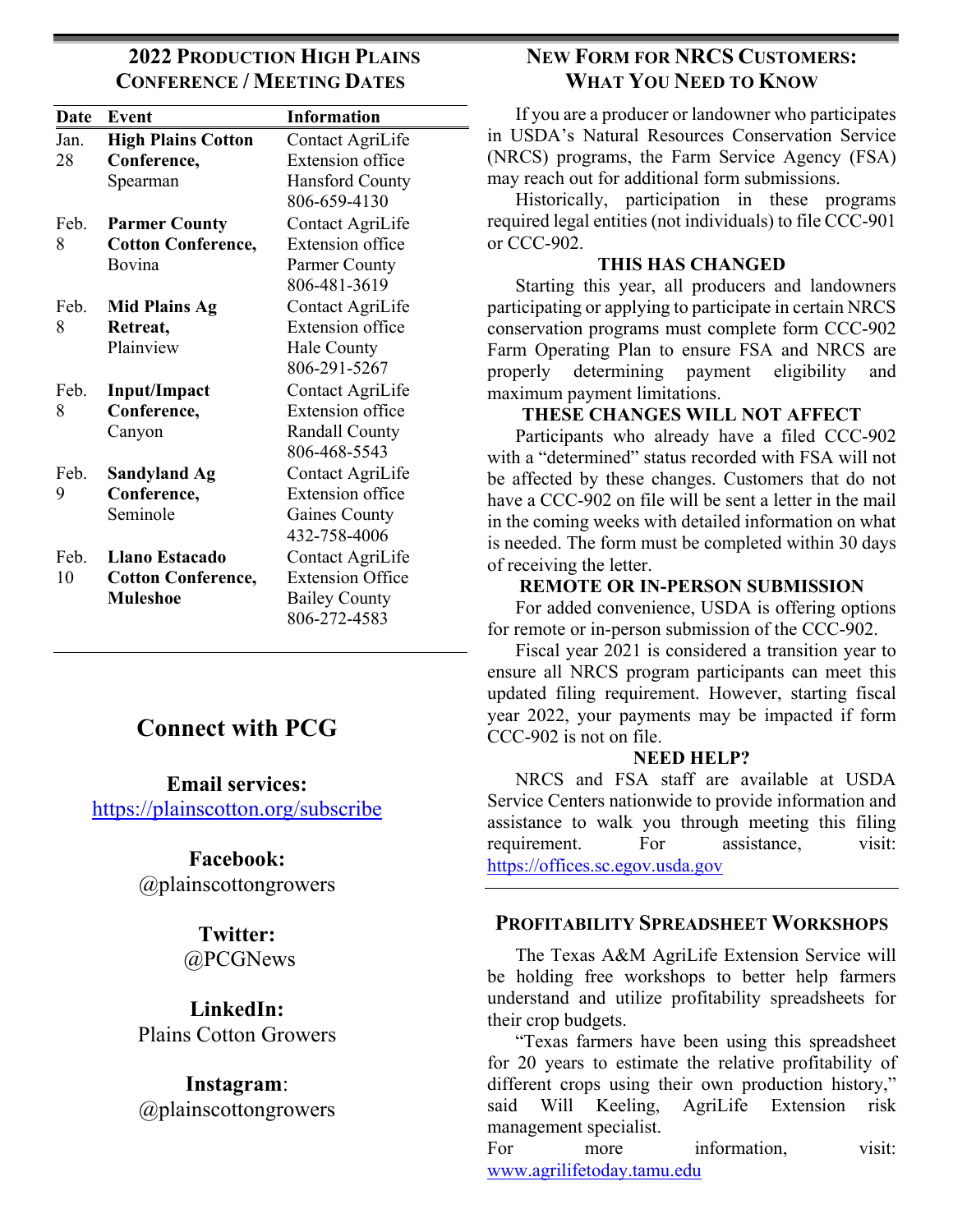## 2022 Production High Plains Conference / Meeting Dates

| Date | Event | Information |
|---|---|---|
| Jan. 28 | **High Plains Cotton Conference,** Spearman | Contact AgriLife Extension office Hansford County 806-659-4130 |
| Feb. 8 | **Parmer County Cotton Conference,** Bovina | Contact AgriLife Extension office Parmer County 806-481-3619 |
| Feb. 8 | **Mid Plains Ag Retreat,** Plainview | Contact AgriLife Extension office Hale County 806-291-5267 |
| Feb. 8 | **Input/Impact Conference,** Canyon | Contact AgriLife Extension office Randall County 806-468-5543 |
| Feb. 9 | **Sandyland Ag Conference,** Seminole | Contact AgriLife Extension office Gaines County 432-758-4006 |
| Feb. 10 | **Llano Estacado Cotton Conference, Muleshoe** | Contact AgriLife Extension Office Bailey County 806-272-4583 |

## Connect with PCG

**Email services:**
https://plainscotton.org/subscribe

**Facebook:**
@plainscottongrowers

**Twitter:**
@PCGNews

**LinkedIn:**
Plains Cotton Growers

**Instagram**:
@plainscottongrowers

## New Form for NRCS Customers: What You Need to Know

If you are a producer or landowner who participates in USDA's Natural Resources Conservation Service (NRCS) programs, the Farm Service Agency (FSA) may reach out for additional form submissions.

Historically, participation in these programs required legal entities (not individuals) to file CCC-901 or CCC-902.

**THIS HAS CHANGED**

Starting this year, all producers and landowners participating or applying to participate in certain NRCS conservation programs must complete form CCC-902 Farm Operating Plan to ensure FSA and NRCS are properly determining payment eligibility and maximum payment limitations.

**THESE CHANGES WILL NOT AFFECT**

Participants who already have a filed CCC-902 with a "determined" status recorded with FSA will not be affected by these changes. Customers that do not have a CCC-902 on file will be sent a letter in the mail in the coming weeks with detailed information on what is needed. The form must be completed within 30 days of receiving the letter.

**REMOTE OR IN-PERSON SUBMISSION**

For added convenience, USDA is offering options for remote or in-person submission of the CCC-902.

Fiscal year 2021 is considered a transition year to ensure all NRCS program participants can meet this updated filing requirement. However, starting fiscal year 2022, your payments may be impacted if form CCC-902 is not on file.

**NEED HELP?**

NRCS and FSA staff are available at USDA Service Centers nationwide to provide information and assistance to walk you through meeting this filing requirement. For assistance, visit: https://offices.sc.egov.usda.gov

## Profitability Spreadsheet Workshops

The Texas A&M AgriLife Extension Service will be holding free workshops to better help farmers understand and utilize profitability spreadsheets for their crop budgets.

"Texas farmers have been using this spreadsheet for 20 years to estimate the relative profitability of different crops using their own production history," said Will Keeling, AgriLife Extension risk management specialist.

For more information, visit: www.agrilifetoday.tamu.edu